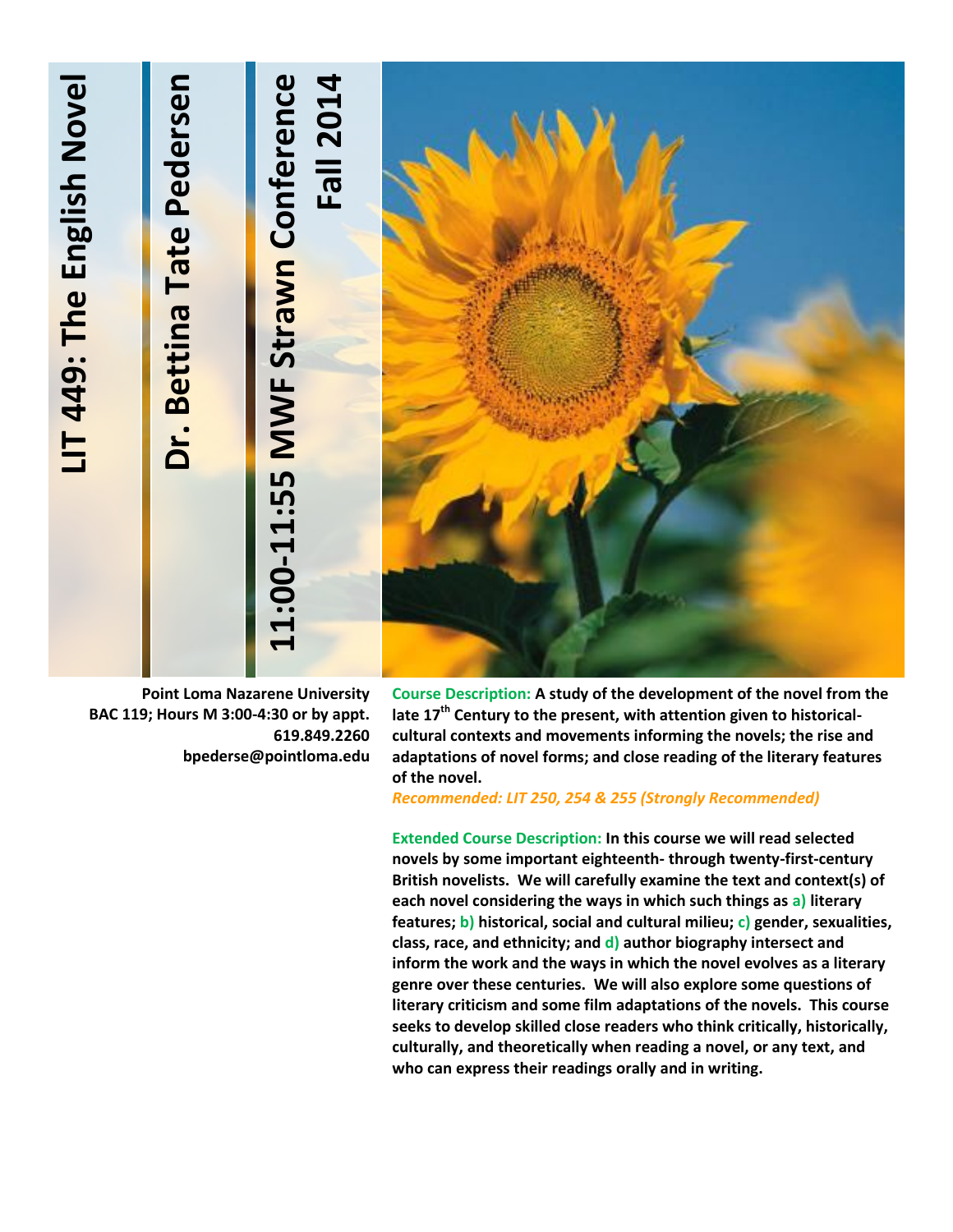# LIT 449: The English Novel

## Dr. Bettina Tate Pedersen

## 11:00-11:55 MWF Strawn Conference

## Fall 2014

**Point Loma Nazarene University**
**BAC 119; Hours M 3:00-4:30 or by appt.**
**619.849.2260**
**bpederse@pointloma.edu**

**Course Description: A study of the development of the novel from the late 17th Century to the present, with attention given to historical-cultural contexts and movements informing the novels; the rise and adaptations of novel forms; and close reading of the literary features of the novel.**

***Recommended: LIT 250, 254 & 255 (Strongly Recommended)***

**Extended Course Description: In this course we will read selected novels by some important eighteenth- through twenty-first-century British novelists. We will carefully examine the text and context(s) of each novel considering the ways in which such things as a) literary features; b) historical, social and cultural milieu; c) gender, sexualities, class, race, and ethnicity; and d) author biography intersect and inform the work and the ways in which the novel evolves as a literary genre over these centuries. We will also explore some questions of literary criticism and some film adaptations of the novels. This course seeks to develop skilled close readers who think critically, historically, culturally, and theoretically when reading a novel, or any text, and who can express their readings orally and in writing.**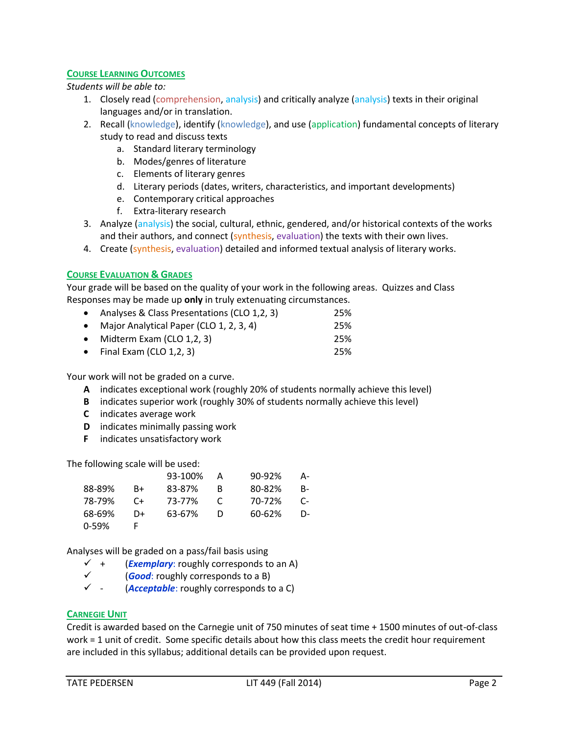## Course Learning Outcomes

*Students will be able to:*

1. Closely read (comprehension, analysis) and critically analyze (analysis) texts in their original languages and/or in translation.
2. Recall (knowledge), identify (knowledge), and use (application) fundamental concepts of literary study to read and discuss texts
   a. Standard literary terminology
   b. Modes/genres of literature
   c. Elements of literary genres
   d. Literary periods (dates, writers, characteristics, and important developments)
   e. Contemporary critical approaches
   f. Extra-literary research
3. Analyze (analysis) the social, cultural, ethnic, gendered, and/or historical contexts of the works and their authors, and connect (synthesis, evaluation) the texts with their own lives.
4. Create (synthesis, evaluation) detailed and informed textual analysis of literary works.

## Course Evaluation & Grades

Your grade will be based on the quality of your work in the following areas. Quizzes and Class Responses may be made up **only** in truly extenuating circumstances.

- Analyses & Class Presentations (CLO 1,2, 3) 25%
- Major Analytical Paper (CLO 1, 2, 3, 4) 25%
- Midterm Exam (CLO 1,2, 3) 25%
- Final Exam (CLO 1,2, 3) 25%

Your work will not be graded on a curve.

**A** indicates exceptional work (roughly 20% of students normally achieve this level)
**B** indicates superior work (roughly 30% of students normally achieve this level)
**C** indicates average work
**D** indicates minimally passing work
**F** indicates unsatisfactory work

The following scale will be used:

| | | | | | |
|---|---|---|---|---|---|
| | | 93-100% | A | 90-92% | A- |
| 88-89% | B+ | 83-87% | B | 80-82% | B- |
| 78-79% | C+ | 73-77% | C | 70-72% | C- |
| 68-69% | D+ | 63-67% | D | 60-62% | D- |
| 0-59% | F | | | | |

Analyses will be graded on a pass/fail basis using

- ✓ + (***Exemplary***: roughly corresponds to an A)
- ✓ (***Good***: roughly corresponds to a B)
- ✓ - (***Acceptable***: roughly corresponds to a C)

## Carnegie Unit

Credit is awarded based on the Carnegie unit of 750 minutes of seat time + 1500 minutes of out-of-class work = 1 unit of credit. Some specific details about how this class meets the credit hour requirement are included in this syllabus; additional details can be provided upon request.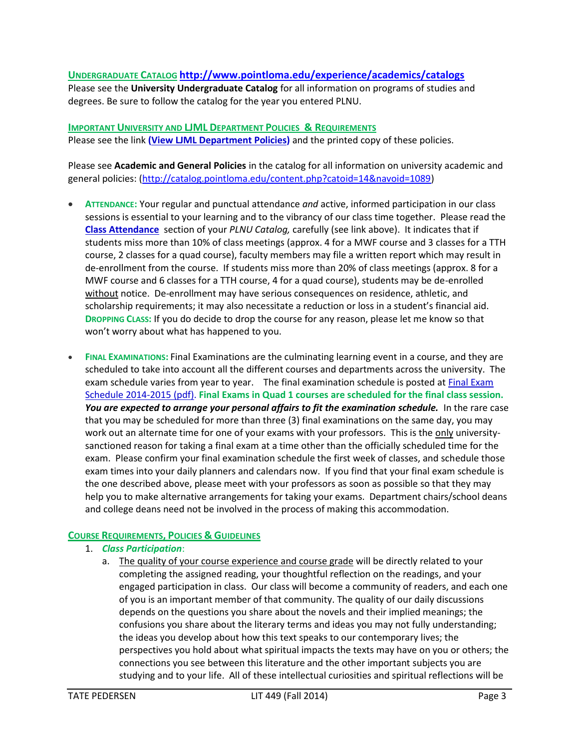**UNDERGRADUATE CATALOG** **http://www.pointloma.edu/experience/academics/catalogs**
Please see the **University Undergraduate Catalog** for all information on programs of studies and degrees. Be sure to follow the catalog for the year you entered PLNU.

**IMPORTANT UNIVERSITY AND LJML DEPARTMENT POLICIES & REQUIREMENTS**
Please see the link **(View LJML Department Policies)** and the printed copy of these policies.

Please see **Academic and General Policies** in the catalog for all information on university academic and general policies: (http://catalog.pointloma.edu/content.php?catoid=14&navoid=1089)

- **ATTENDANCE:** Your regular and punctual attendance *and* active, informed participation in our class sessions is essential to your learning and to the vibrancy of our class time together. Please read the **Class Attendance** section of your *PLNU Catalog,* carefully (see link above). It indicates that if students miss more than 10% of class meetings (approx. 4 for a MWF course and 3 classes for a TTH course, 2 classes for a quad course), faculty members may file a written report which may result in de-enrollment from the course. If students miss more than 20% of class meetings (approx. 8 for a MWF course and 6 classes for a TTH course, 4 for a quad course), students may be de-enrolled without notice. De-enrollment may have serious consequences on residence, athletic, and scholarship requirements; it may also necessitate a reduction or loss in a student's financial aid. **DROPPING CLASS:** If you do decide to drop the course for any reason, please let me know so that won't worry about what has happened to you.

- **FINAL EXAMINATIONS:** Final Examinations are the culminating learning event in a course, and they are scheduled to take into account all the different courses and departments across the university. The exam schedule varies from year to year. The final examination schedule is posted at Final Exam Schedule 2014-2015 (pdf). **Final Exams in Quad 1 courses are scheduled for the final class session.** ***You are expected to arrange your personal affairs to fit the examination schedule.*** In the rare case that you may be scheduled for more than three (3) final examinations on the same day, you may work out an alternate time for one of your exams with your professors. This is the only university-sanctioned reason for taking a final exam at a time other than the officially scheduled time for the exam. Please confirm your final examination schedule the first week of classes, and schedule those exam times into your daily planners and calendars now. If you find that your final exam schedule is the one described above, please meet with your professors as soon as possible so that they may help you to make alternative arrangements for taking your exams. Department chairs/school deans and college deans need not be involved in the process of making this accommodation.

**COURSE REQUIREMENTS, POLICIES & GUIDELINES**

1. ***Class Participation***:
   a. The quality of your course experience and course grade will be directly related to your completing the assigned reading, your thoughtful reflection on the readings, and your engaged participation in class. Our class will become a community of readers, and each one of you is an important member of that community. The quality of our daily discussions depends on the questions you share about the novels and their implied meanings; the confusions you share about the literary terms and ideas you may not fully understanding; the ideas you develop about how this text speaks to our contemporary lives; the perspectives you hold about what spiritual impacts the texts may have on you or others; the connections you see between this literature and the other important subjects you are studying and to your life. All of these intellectual curiosities and spiritual reflections will be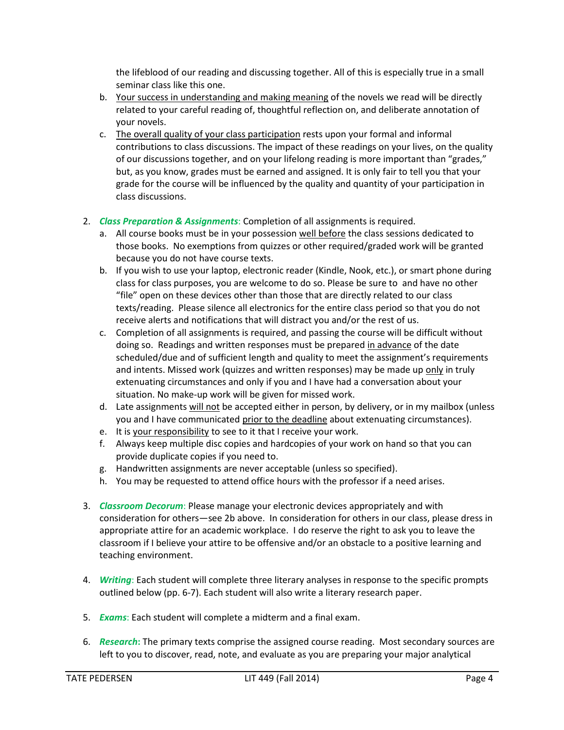the lifeblood of our reading and discussing together. All of this is especially true in a small seminar class like this one.

b. Your success in understanding and making meaning of the novels we read will be directly related to your careful reading of, thoughtful reflection on, and deliberate annotation of your novels.

c. The overall quality of your class participation rests upon your formal and informal contributions to class discussions. The impact of these readings on your lives, on the quality of our discussions together, and on your lifelong reading is more important than "grades," but, as you know, grades must be earned and assigned. It is only fair to tell you that your grade for the course will be influenced by the quality and quantity of your participation in class discussions.

2. ***Class Preparation & Assignments***: Completion of all assignments is required.
   a. All course books must be in your possession well before the class sessions dedicated to those books. No exemptions from quizzes or other required/graded work will be granted because you do not have course texts.
   b. If you wish to use your laptop, electronic reader (Kindle, Nook, etc.), or smart phone during class for class purposes, you are welcome to do so. Please be sure to and have no other "file" open on these devices other than those that are directly related to our class texts/reading. Please silence all electronics for the entire class period so that you do not receive alerts and notifications that will distract you and/or the rest of us.
   c. Completion of all assignments is required, and passing the course will be difficult without doing so. Readings and written responses must be prepared in advance of the date scheduled/due and of sufficient length and quality to meet the assignment's requirements and intents. Missed work (quizzes and written responses) may be made up only in truly extenuating circumstances and only if you and I have had a conversation about your situation. No make-up work will be given for missed work.
   d. Late assignments will not be accepted either in person, by delivery, or in my mailbox (unless you and I have communicated prior to the deadline about extenuating circumstances).
   e. It is your responsibility to see to it that I receive your work.
   f. Always keep multiple disc copies and hardcopies of your work on hand so that you can provide duplicate copies if you need to.
   g. Handwritten assignments are never acceptable (unless so specified).
   h. You may be requested to attend office hours with the professor if a need arises.

3. ***Classroom Decorum***: Please manage your electronic devices appropriately and with consideration for others—see 2b above. In consideration for others in our class, please dress in appropriate attire for an academic workplace. I do reserve the right to ask you to leave the classroom if I believe your attire to be offensive and/or an obstacle to a positive learning and teaching environment.

4. ***Writing***: Each student will complete three literary analyses in response to the specific prompts outlined below (pp. 6-7). Each student will also write a literary research paper.

5. ***Exams***: Each student will complete a midterm and a final exam.

6. ***Research***: The primary texts comprise the assigned course reading. Most secondary sources are left to you to discover, read, note, and evaluate as you are preparing your major analytical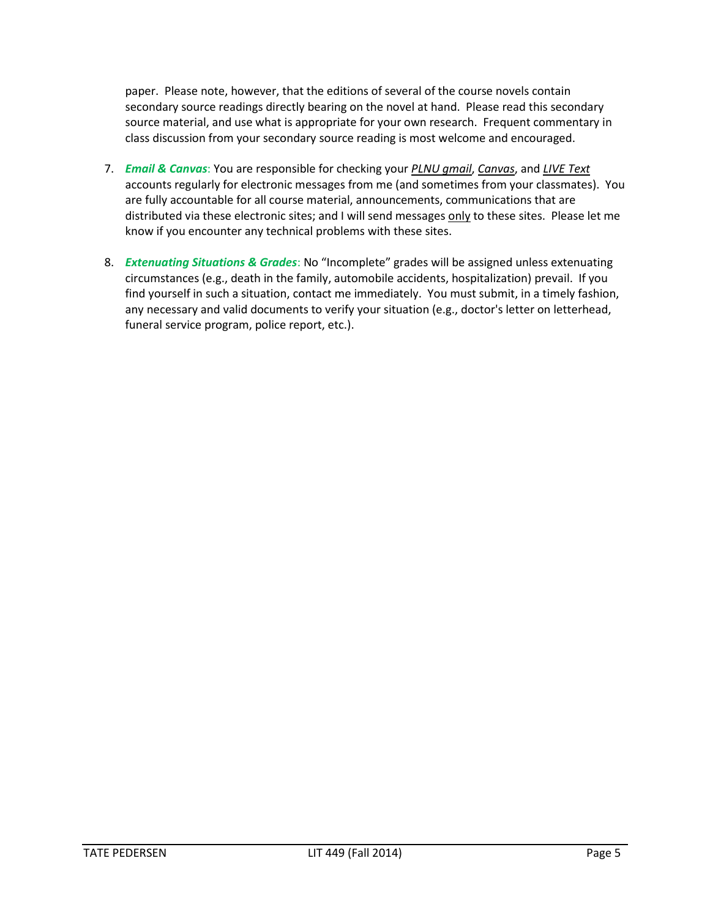paper. Please note, however, that the editions of several of the course novels contain secondary source readings directly bearing on the novel at hand. Please read this secondary source material, and use what is appropriate for your own research. Frequent commentary in class discussion from your secondary source reading is most welcome and encouraged.

7. ***Email & Canvas***: You are responsible for checking your *PLNU gmail*, *Canvas*, and *LIVE Text* accounts regularly for electronic messages from me (and sometimes from your classmates). You are fully accountable for all course material, announcements, communications that are distributed via these electronic sites; and I will send messages only to these sites. Please let me know if you encounter any technical problems with these sites.

8. ***Extenuating Situations & Grades***: No "Incomplete" grades will be assigned unless extenuating circumstances (e.g., death in the family, automobile accidents, hospitalization) prevail. If you find yourself in such a situation, contact me immediately. You must submit, in a timely fashion, any necessary and valid documents to verify your situation (e.g., doctor's letter on letterhead, funeral service program, police report, etc.).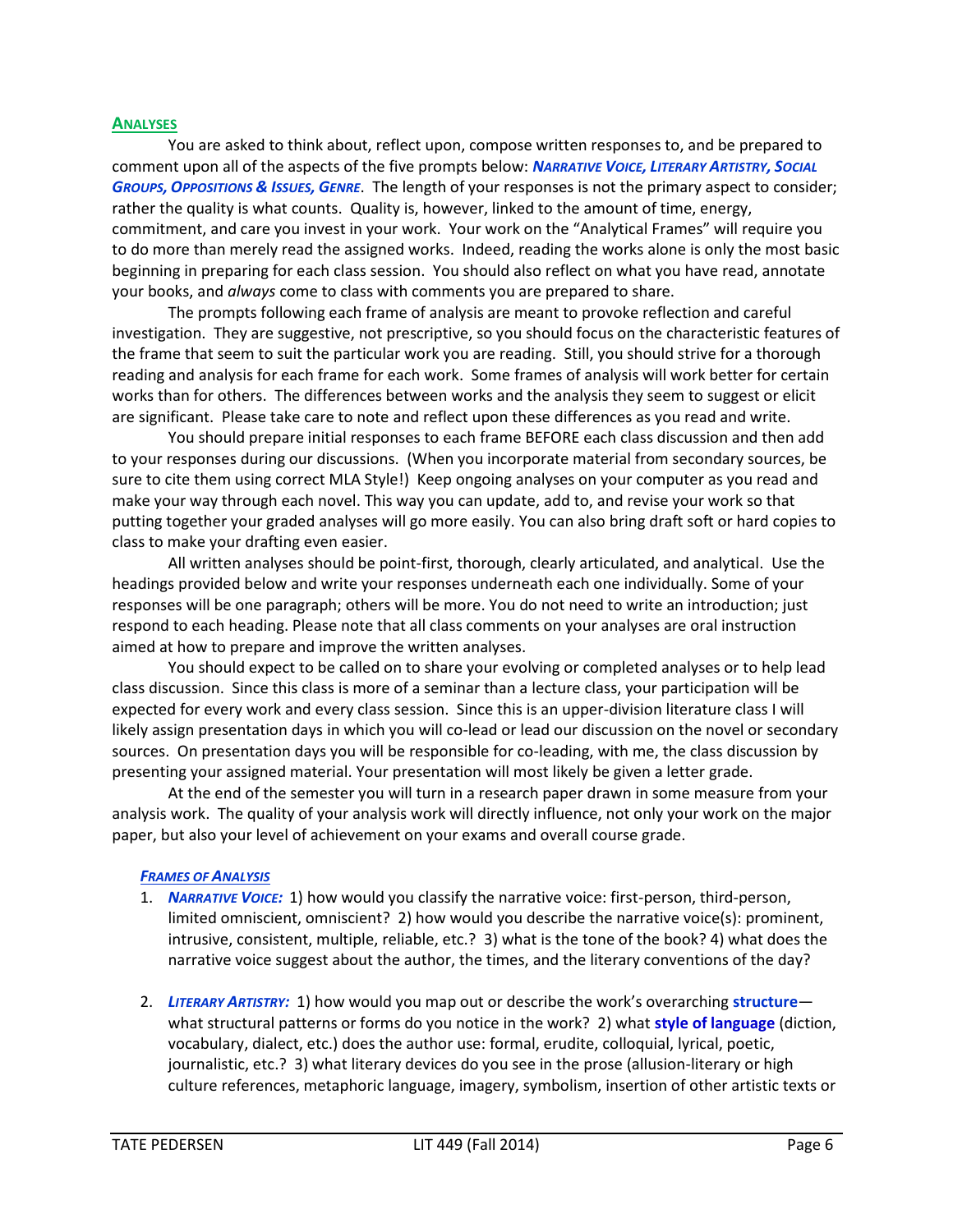## ANALYSES

You are asked to think about, reflect upon, compose written responses to, and be prepared to comment upon all of the aspects of the five prompts below: ***NARRATIVE VOICE, LITERARY ARTISTRY, SOCIAL GROUPS, OPPOSITIONS & ISSUES, GENRE***. The length of your responses is not the primary aspect to consider; rather the quality is what counts. Quality is, however, linked to the amount of time, energy, commitment, and care you invest in your work. Your work on the "Analytical Frames" will require you to do more than merely read the assigned works. Indeed, reading the works alone is only the most basic beginning in preparing for each class session. You should also reflect on what you have read, annotate your books, and *always* come to class with comments you are prepared to share.

The prompts following each frame of analysis are meant to provoke reflection and careful investigation. They are suggestive, not prescriptive, so you should focus on the characteristic features of the frame that seem to suit the particular work you are reading. Still, you should strive for a thorough reading and analysis for each frame for each work. Some frames of analysis will work better for certain works than for others. The differences between works and the analysis they seem to suggest or elicit are significant. Please take care to note and reflect upon these differences as you read and write.

You should prepare initial responses to each frame BEFORE each class discussion and then add to your responses during our discussions. (When you incorporate material from secondary sources, be sure to cite them using correct MLA Style!) Keep ongoing analyses on your computer as you read and make your way through each novel. This way you can update, add to, and revise your work so that putting together your graded analyses will go more easily. You can also bring draft soft or hard copies to class to make your drafting even easier.

All written analyses should be point-first, thorough, clearly articulated, and analytical. Use the headings provided below and write your responses underneath each one individually. Some of your responses will be one paragraph; others will be more. You do not need to write an introduction; just respond to each heading. Please note that all class comments on your analyses are oral instruction aimed at how to prepare and improve the written analyses.

You should expect to be called on to share your evolving or completed analyses or to help lead class discussion. Since this class is more of a seminar than a lecture class, your participation will be expected for every work and every class session. Since this is an upper-division literature class I will likely assign presentation days in which you will co-lead or lead our discussion on the novel or secondary sources. On presentation days you will be responsible for co-leading, with me, the class discussion by presenting your assigned material. Your presentation will most likely be given a letter grade.

At the end of the semester you will turn in a research paper drawn in some measure from your analysis work. The quality of your analysis work will directly influence, not only your work on the major paper, but also your level of achievement on your exams and overall course grade.

### *FRAMES OF ANALYSIS*

1. ***NARRATIVE VOICE:*** 1) how would you classify the narrative voice: first-person, third-person, limited omniscient, omniscient? 2) how would you describe the narrative voice(s): prominent, intrusive, consistent, multiple, reliable, etc.? 3) what is the tone of the book? 4) what does the narrative voice suggest about the author, the times, and the literary conventions of the day?

2. ***LITERARY ARTISTRY:*** 1) how would you map out or describe the work's overarching **structure**—what structural patterns or forms do you notice in the work? 2) what **style of language** (diction, vocabulary, dialect, etc.) does the author use: formal, erudite, colloquial, lyrical, poetic, journalistic, etc.? 3) what literary devices do you see in the prose (allusion-literary or high culture references, metaphoric language, imagery, symbolism, insertion of other artistic texts or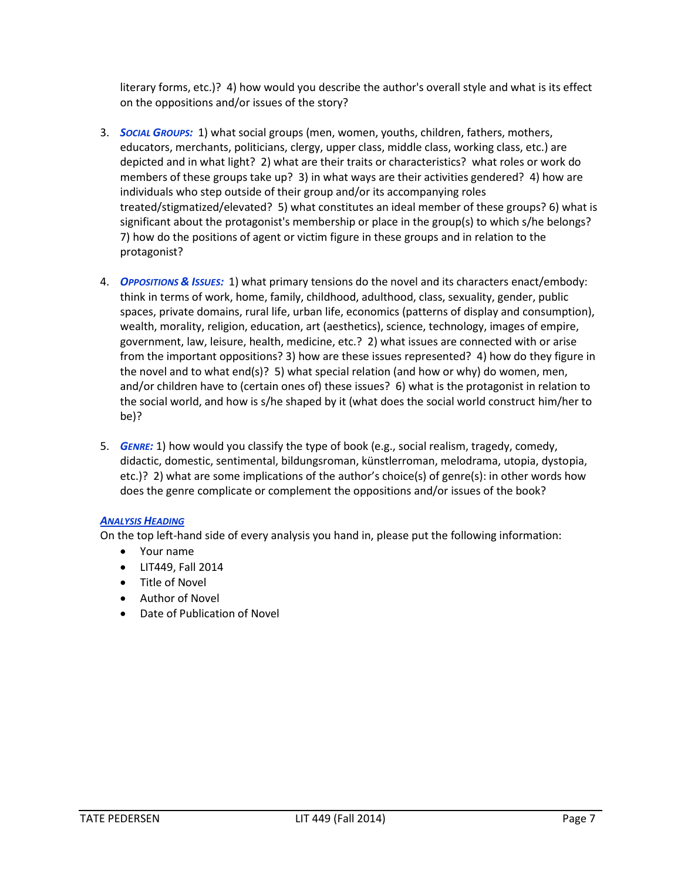literary forms, etc.)? 4) how would you describe the author's overall style and what is its effect on the oppositions and/or issues of the story?

3. ***Social Groups:*** 1) what social groups (men, women, youths, children, fathers, mothers, educators, merchants, politicians, clergy, upper class, middle class, working class, etc.) are depicted and in what light? 2) what are their traits or characteristics? what roles or work do members of these groups take up? 3) in what ways are their activities gendered? 4) how are individuals who step outside of their group and/or its accompanying roles treated/stigmatized/elevated? 5) what constitutes an ideal member of these groups? 6) what is significant about the protagonist's membership or place in the group(s) to which s/he belongs? 7) how do the positions of agent or victim figure in these groups and in relation to the protagonist?

4. ***Oppositions & Issues:*** 1) what primary tensions do the novel and its characters enact/embody: think in terms of work, home, family, childhood, adulthood, class, sexuality, gender, public spaces, private domains, rural life, urban life, economics (patterns of display and consumption), wealth, morality, religion, education, art (aesthetics), science, technology, images of empire, government, law, leisure, health, medicine, etc.? 2) what issues are connected with or arise from the important oppositions? 3) how are these issues represented? 4) how do they figure in the novel and to what end(s)? 5) what special relation (and how or why) do women, men, and/or children have to (certain ones of) these issues? 6) what is the protagonist in relation to the social world, and how is s/he shaped by it (what does the social world construct him/her to be)?

5. ***Genre:*** 1) how would you classify the type of book (e.g., social realism, tragedy, comedy, didactic, domestic, sentimental, bildungsroman, künstlerroman, melodrama, utopia, dystopia, etc.)? 2) what are some implications of the author's choice(s) of genre(s): in other words how does the genre complicate or complement the oppositions and/or issues of the book?

### ***Analysis Heading***

On the top left-hand side of every analysis you hand in, please put the following information:

- Your name
- LIT449, Fall 2014
- Title of Novel
- Author of Novel
- Date of Publication of Novel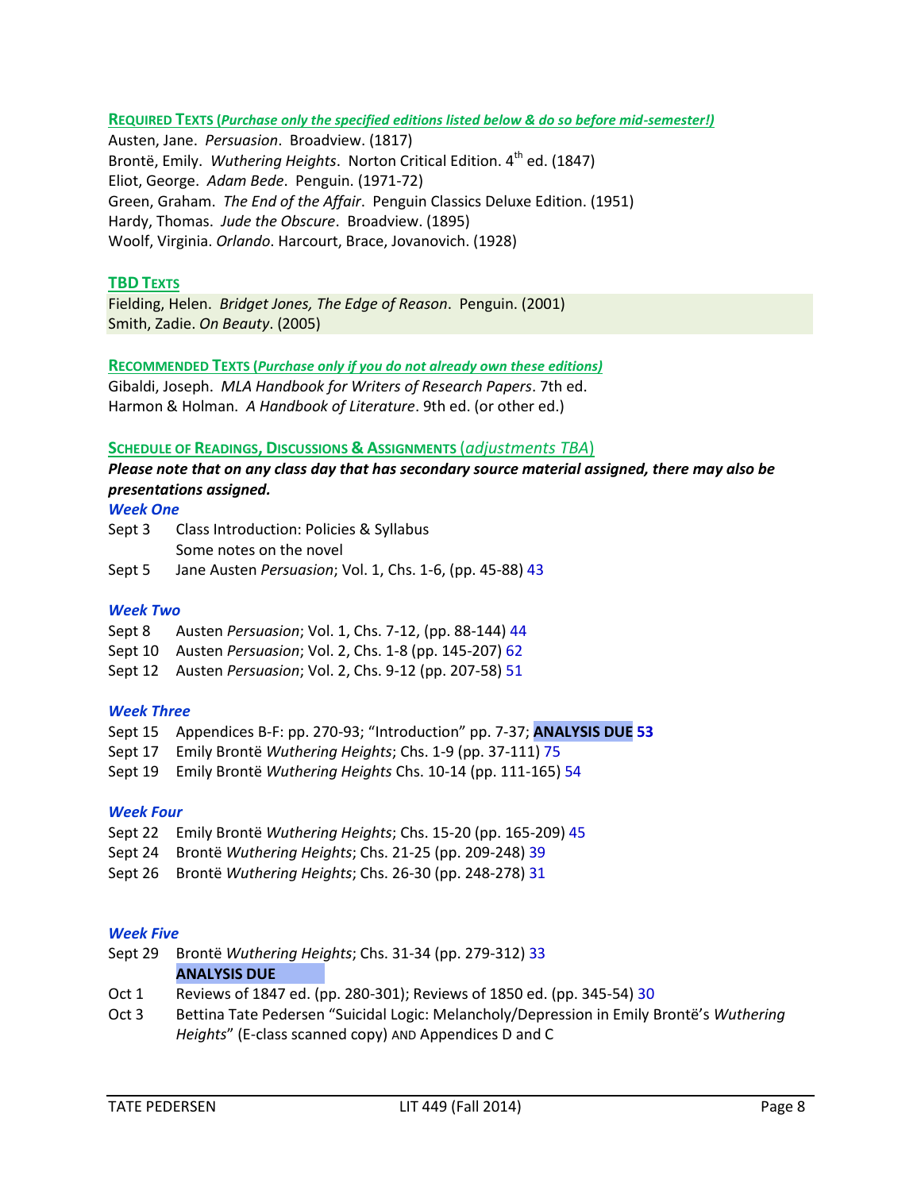**REQUIRED TEXTS (*Purchase only the specified editions listed below & do so before mid-semester!)***

Austen, Jane. *Persuasion*. Broadview. (1817)
Brontë, Emily. *Wuthering Heights*. Norton Critical Edition. 4th ed. (1847)
Eliot, George. *Adam Bede*. Penguin. (1971-72)
Green, Graham. *The End of the Affair*. Penguin Classics Deluxe Edition. (1951)
Hardy, Thomas. *Jude the Obscure*. Broadview. (1895)
Woolf, Virginia. *Orlando*. Harcourt, Brace, Jovanovich. (1928)

**TBD TEXTS**

Fielding, Helen. *Bridget Jones, The Edge of Reason*. Penguin. (2001)
Smith, Zadie. *On Beauty*. (2005)

**RECOMMENDED TEXTS (*Purchase only if you do not already own these editions)***

Gibaldi, Joseph. *MLA Handbook for Writers of Research Papers*. 7th ed.
Harmon & Holman. *A Handbook of Literature*. 9th ed. (or other ed.)

**SCHEDULE OF READINGS, DISCUSSIONS & ASSIGNMENTS** (*adjustments TBA*)

***Please note that on any class day that has secondary source material assigned, there may also be presentations assigned.***

***Week One***

Sept 3 Class Introduction: Policies & Syllabus
Some notes on the novel
Sept 5 Jane Austen *Persuasion*; Vol. 1, Chs. 1-6, (pp. 45-88) 43

***Week Two***

Sept 8 Austen *Persuasion*; Vol. 1, Chs. 7-12, (pp. 88-144) 44
Sept 10 Austen *Persuasion*; Vol. 2, Chs. 1-8 (pp. 145-207) 62
Sept 12 Austen *Persuasion*; Vol. 2, Chs. 9-12 (pp. 207-58) 51

***Week Three***

Sept 15 Appendices B-F: pp. 270-93; "Introduction" pp. 7-37; **ANALYSIS DUE 53**
Sept 17 Emily Brontë *Wuthering Heights*; Chs. 1-9 (pp. 37-111) 75
Sept 19 Emily Brontë *Wuthering Heights* Chs. 10-14 (pp. 111-165) 54

***Week Four***

Sept 22 Emily Brontë *Wuthering Heights*; Chs. 15-20 (pp. 165-209) 45
Sept 24 Brontë *Wuthering Heights*; Chs. 21-25 (pp. 209-248) 39
Sept 26 Brontë *Wuthering Heights*; Chs. 26-30 (pp. 248-278) 31

***Week Five***

Sept 29 Brontë *Wuthering Heights*; Chs. 31-34 (pp. 279-312) 33
**ANALYSIS DUE**
Oct 1 Reviews of 1847 ed. (pp. 280-301); Reviews of 1850 ed. (pp. 345-54) 30
Oct 3 Bettina Tate Pedersen "Suicidal Logic: Melancholy/Depression in Emily Brontë's *Wuthering Heights*" (E-class scanned copy) AND Appendices D and C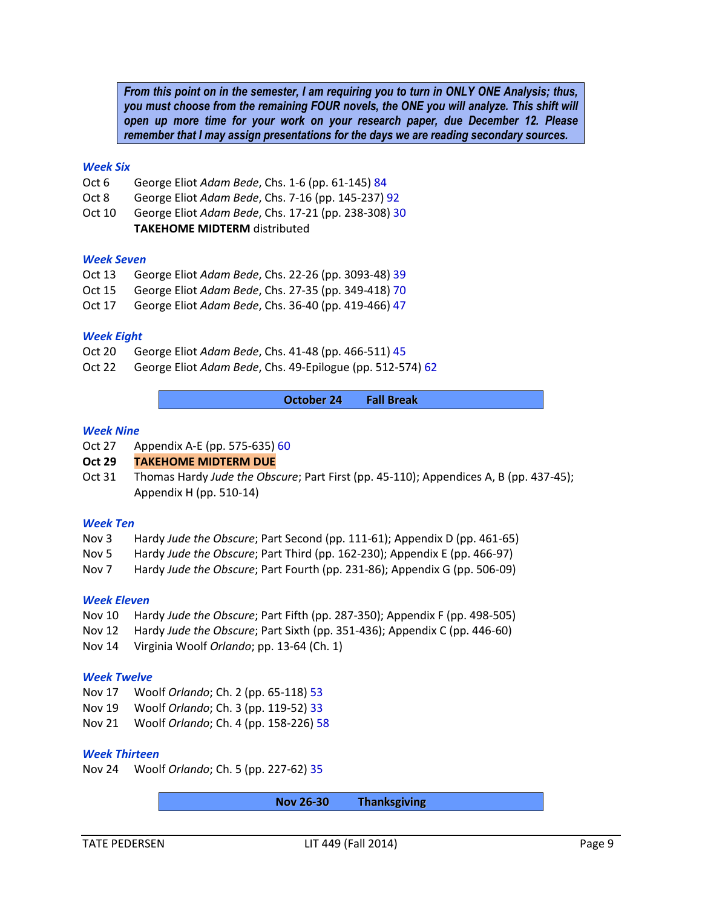***From this point on in the semester, I am requiring you to turn in ONLY ONE Analysis; thus, you must choose from the remaining FOUR novels, the ONE you will analyze. This shift will open up more time for your work on your research paper, due December 12. Please remember that I may assign presentations for the days we are reading secondary sources.***

### *Week Six*

Oct 6 George Eliot *Adam Bede*, Chs. 1-6 (pp. 61-145) 84

Oct 8 George Eliot *Adam Bede*, Chs. 7-16 (pp. 145-237) 92

Oct 10 George Eliot *Adam Bede*, Chs. 17-21 (pp. 238-308) 30
**TAKEHOME MIDTERM** distributed

### *Week Seven*

Oct 13 George Eliot *Adam Bede*, Chs. 22-26 (pp. 3093-48) 39

Oct 15 George Eliot *Adam Bede*, Chs. 27-35 (pp. 349-418) 70

Oct 17 George Eliot *Adam Bede*, Chs. 36-40 (pp. 419-466) 47

### *Week Eight*

Oct 20 George Eliot *Adam Bede*, Chs. 41-48 (pp. 466-511) 45

Oct 22 George Eliot *Adam Bede*, Chs. 49-Epilogue (pp. 512-574) 62

**October 24 Fall Break**

### *Week Nine*

Oct 27 Appendix A-E (pp. 575-635) 60

**Oct 29 TAKEHOME MIDTERM DUE**

Oct 31 Thomas Hardy *Jude the Obscure*; Part First (pp. 45-110); Appendices A, B (pp. 437-45); Appendix H (pp. 510-14)

### *Week Ten*

Nov 3 Hardy *Jude the Obscure*; Part Second (pp. 111-61); Appendix D (pp. 461-65)

Nov 5 Hardy *Jude the Obscure*; Part Third (pp. 162-230); Appendix E (pp. 466-97)

Nov 7 Hardy *Jude the Obscure*; Part Fourth (pp. 231-86); Appendix G (pp. 506-09)

### *Week Eleven*

Nov 10 Hardy *Jude the Obscure*; Part Fifth (pp. 287-350); Appendix F (pp. 498-505)

Nov 12 Hardy *Jude the Obscure*; Part Sixth (pp. 351-436); Appendix C (pp. 446-60)

Nov 14 Virginia Woolf *Orlando*; pp. 13-64 (Ch. 1)

### *Week Twelve*

Nov 17 Woolf *Orlando*; Ch. 2 (pp. 65-118) 53

Nov 19 Woolf *Orlando*; Ch. 3 (pp. 119-52) 33

Nov 21 Woolf *Orlando*; Ch. 4 (pp. 158-226) 58

### *Week Thirteen*

Nov 24 Woolf *Orlando*; Ch. 5 (pp. 227-62) 35

**Nov 26-30 Thanksgiving**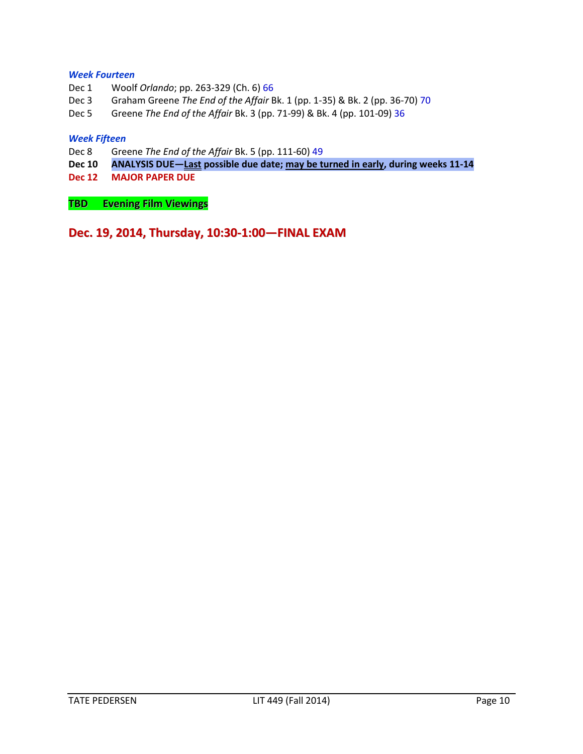### *Week Fourteen*

Dec 1 Woolf *Orlando*; pp. 263-329 (Ch. 6) 66

Dec 3 Graham Greene *The End of the Affair* Bk. 1 (pp. 1-35) & Bk. 2 (pp. 36-70) 70

Dec 5 Greene *The End of the Affair* Bk. 3 (pp. 71-99) & Bk. 4 (pp. 101-09) 36

### *Week Fifteen*

Dec 8 Greene *The End of the Affair* Bk. 5 (pp. 111-60) 49

**Dec 10 ANALYSIS DUE—Last possible due date; may be turned in early, during weeks 11-14**

**Dec 12 MAJOR PAPER DUE**

**TBD Evening Film Viewings**

## Dec. 19, 2014, Thursday, 10:30-1:00—FINAL EXAM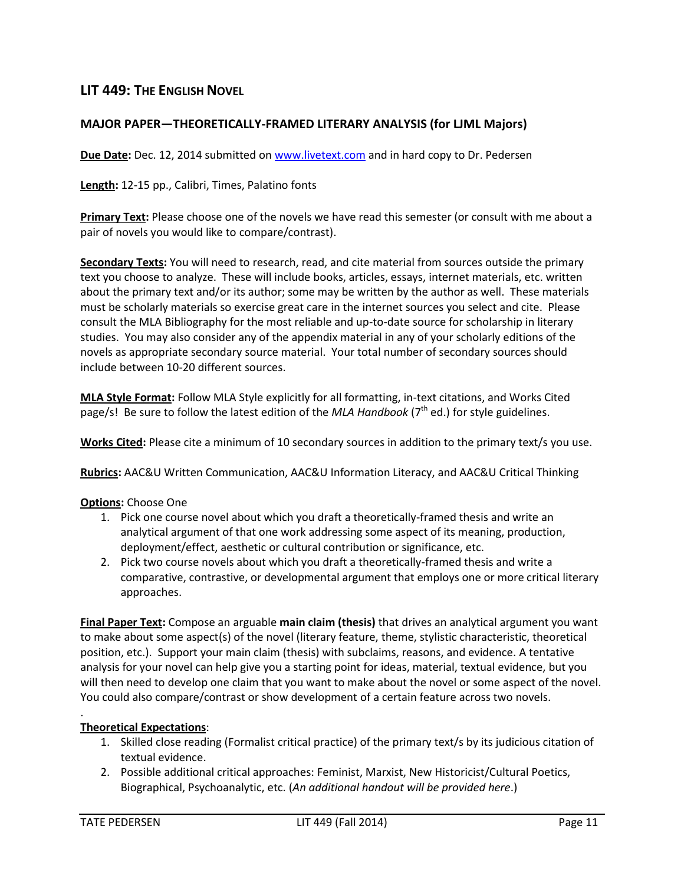## LIT 449: THE ENGLISH NOVEL

### MAJOR PAPER—THEORETICALLY-FRAMED LITERARY ANALYSIS (for LJML Majors)

**Due Date:** Dec. 12, 2014 submitted on www.livetext.com and in hard copy to Dr. Pedersen

**Length:** 12-15 pp., Calibri, Times, Palatino fonts

**Primary Text:** Please choose one of the novels we have read this semester (or consult with me about a pair of novels you would like to compare/contrast).

**Secondary Texts:** You will need to research, read, and cite material from sources outside the primary text you choose to analyze. These will include books, articles, essays, internet materials, etc. written about the primary text and/or its author; some may be written by the author as well. These materials must be scholarly materials so exercise great care in the internet sources you select and cite. Please consult the MLA Bibliography for the most reliable and up-to-date source for scholarship in literary studies. You may also consider any of the appendix material in any of your scholarly editions of the novels as appropriate secondary source material. Your total number of secondary sources should include between 10-20 different sources.

**MLA Style Format:** Follow MLA Style explicitly for all formatting, in-text citations, and Works Cited page/s! Be sure to follow the latest edition of the *MLA Handbook* (7th ed.) for style guidelines.

**Works Cited:** Please cite a minimum of 10 secondary sources in addition to the primary text/s you use.

**Rubrics:** AAC&U Written Communication, AAC&U Information Literacy, and AAC&U Critical Thinking

**Options:** Choose One

1. Pick one course novel about which you draft a theoretically-framed thesis and write an analytical argument of that one work addressing some aspect of its meaning, production, deployment/effect, aesthetic or cultural contribution or significance, etc.
2. Pick two course novels about which you draft a theoretically-framed thesis and write a comparative, contrastive, or developmental argument that employs one or more critical literary approaches.

**Final Paper Text:** Compose an arguable **main claim (thesis)** that drives an analytical argument you want to make about some aspect(s) of the novel (literary feature, theme, stylistic characteristic, theoretical position, etc.). Support your main claim (thesis) with subclaims, reasons, and evidence. A tentative analysis for your novel can help give you a starting point for ideas, material, textual evidence, but you will then need to develop one claim that you want to make about the novel or some aspect of the novel. You could also compare/contrast or show development of a certain feature across two novels.

**Theoretical Expectations:**

1. Skilled close reading (Formalist critical practice) of the primary text/s by its judicious citation of textual evidence.
2. Possible additional critical approaches: Feminist, Marxist, New Historicist/Cultural Poetics, Biographical, Psychoanalytic, etc. (*An additional handout will be provided here*.)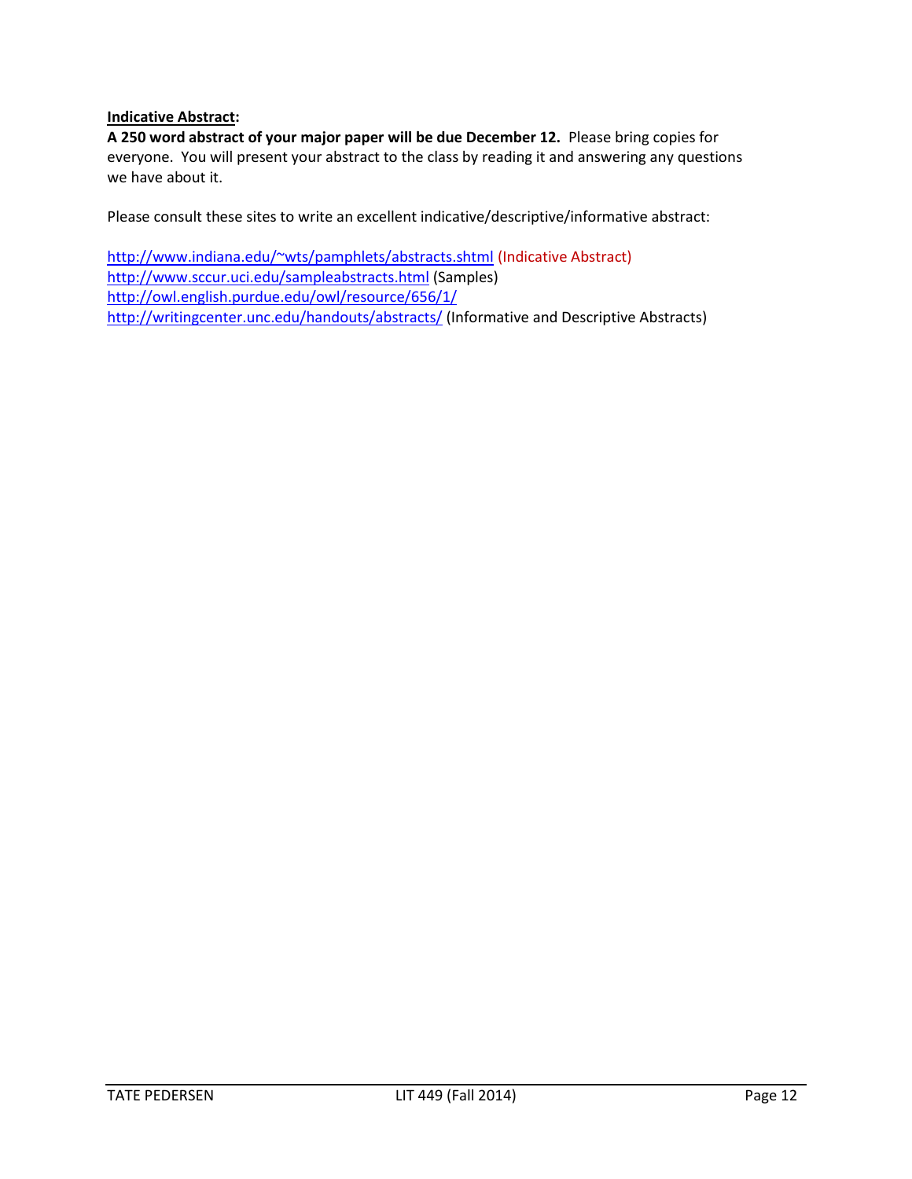**Indicative Abstract:**

**A 250 word abstract of your major paper will be due December 12.** Please bring copies for everyone. You will present your abstract to the class by reading it and answering any questions we have about it.

Please consult these sites to write an excellent indicative/descriptive/informative abstract:

http://www.indiana.edu/~wts/pamphlets/abstracts.shtml (Indicative Abstract)
http://www.sccur.uci.edu/sampleabstracts.html (Samples)
http://owl.english.purdue.edu/owl/resource/656/1/
http://writingcenter.unc.edu/handouts/abstracts/ (Informative and Descriptive Abstracts)